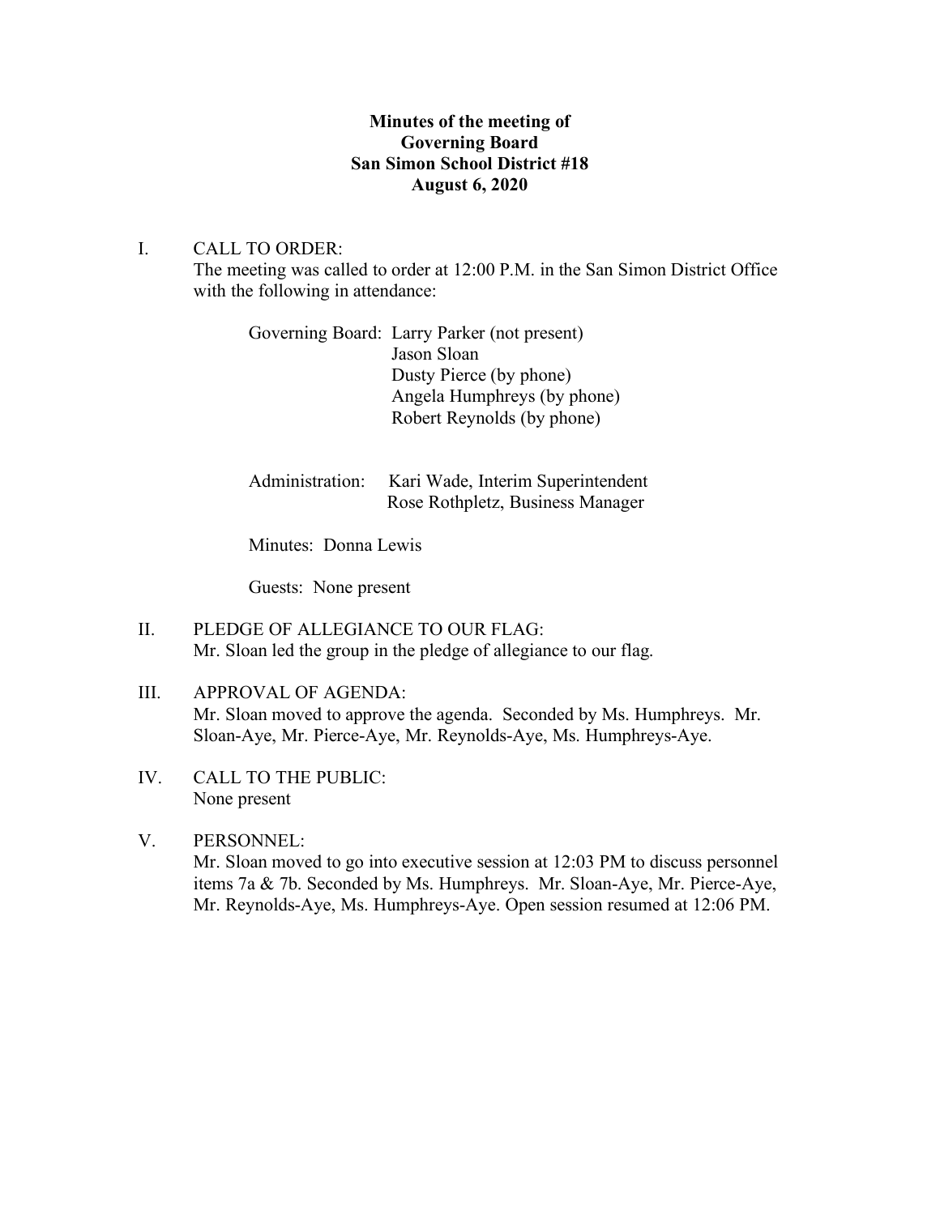**Minutes of the meeting of**
**Governing Board**
**San Simon School District #18**
**August 6, 2020**

I. CALL TO ORDER:
The meeting was called to order at 12:00 P.M. in the San Simon District Office with the following in attendance:

Governing Board: Larry Parker (not present)
Jason Sloan
Dusty Pierce (by phone)
Angela Humphreys (by phone)
Robert Reynolds (by phone)

Administration: Kari Wade, Interim Superintendent
Rose Rothpletz, Business Manager

Minutes: Donna Lewis

Guests: None present

II. PLEDGE OF ALLEGIANCE TO OUR FLAG:
Mr. Sloan led the group in the pledge of allegiance to our flag.

III. APPROVAL OF AGENDA:
Mr. Sloan moved to approve the agenda. Seconded by Ms. Humphreys. Mr. Sloan-Aye, Mr. Pierce-Aye, Mr. Reynolds-Aye, Ms. Humphreys-Aye.

IV. CALL TO THE PUBLIC:
None present

V. PERSONNEL:
Mr. Sloan moved to go into executive session at 12:03 PM to discuss personnel items 7a & 7b. Seconded by Ms. Humphreys. Mr. Sloan-Aye, Mr. Pierce-Aye, Mr. Reynolds-Aye, Ms. Humphreys-Aye. Open session resumed at 12:06 PM.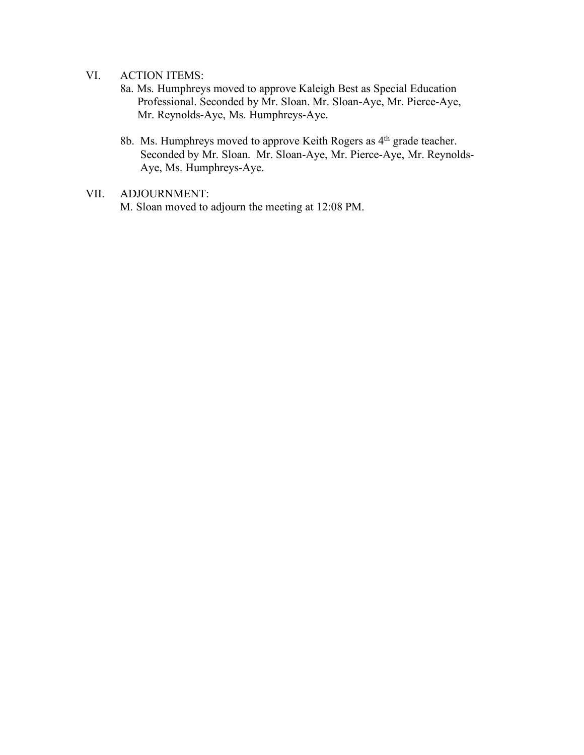VI. ACTION ITEMS:

8a. Ms. Humphreys moved to approve Kaleigh Best as Special Education Professional. Seconded by Mr. Sloan. Mr. Sloan-Aye, Mr. Pierce-Aye, Mr. Reynolds-Aye, Ms. Humphreys-Aye.

8b. Ms. Humphreys moved to approve Keith Rogers as 4th grade teacher. Seconded by Mr. Sloan. Mr. Sloan-Aye, Mr. Pierce-Aye, Mr. Reynolds-Aye, Ms. Humphreys-Aye.

VII. ADJOURNMENT:

M. Sloan moved to adjourn the meeting at 12:08 PM.